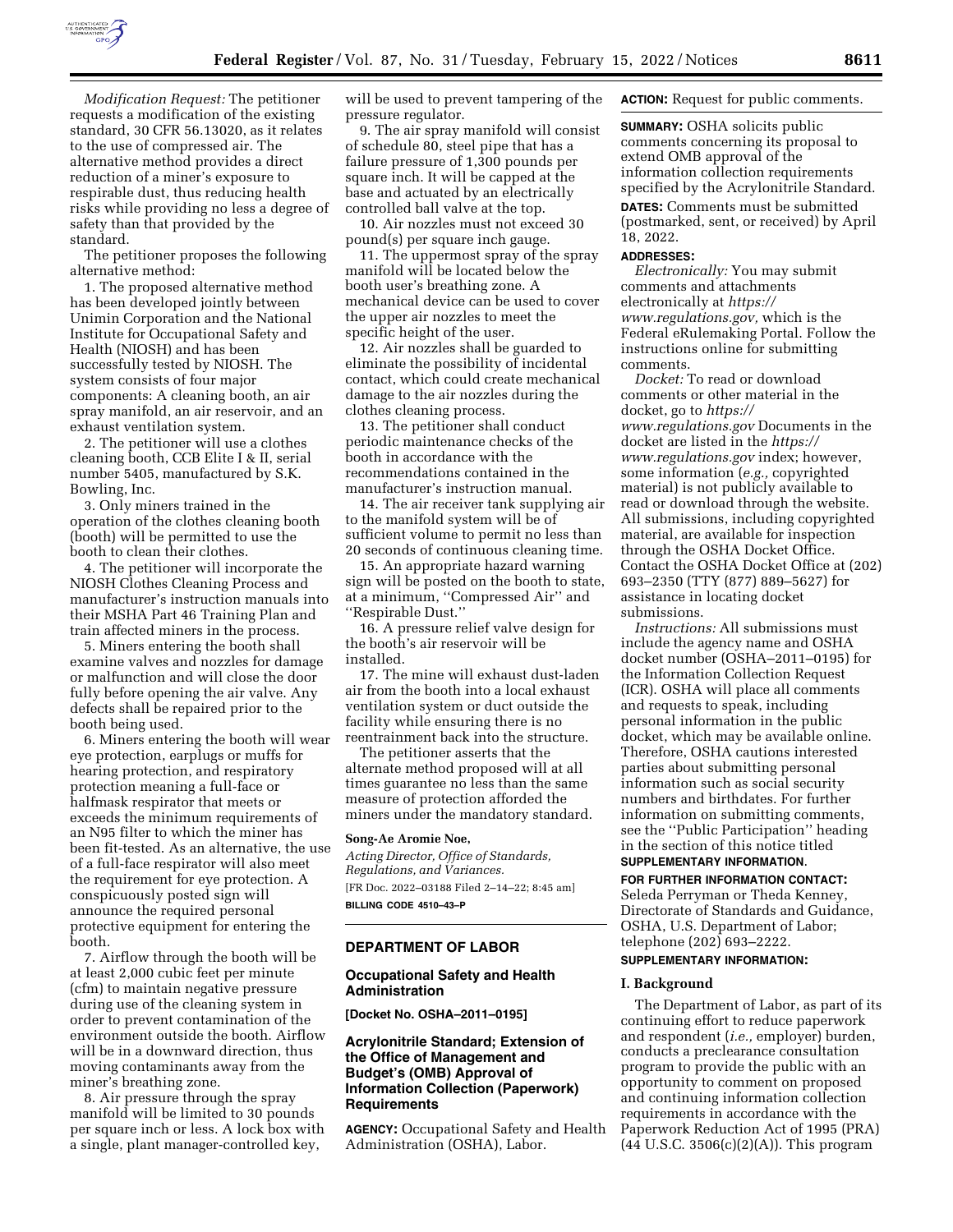*Modification Request:* The petitioner requests a modification of the existing standard, 30 CFR 56.13020, as it relates to the use of compressed air. The alternative method provides a direct reduction of a miner's exposure to respirable dust, thus reducing health risks while providing no less a degree of safety than that provided by the standard.

The petitioner proposes the following alternative method:

1. The proposed alternative method has been developed jointly between Unimin Corporation and the National Institute for Occupational Safety and Health (NIOSH) and has been successfully tested by NIOSH. The system consists of four major components: A cleaning booth, an air spray manifold, an air reservoir, and an exhaust ventilation system.
2. The petitioner will use a clothes cleaning booth, CCB Elite I & II, serial number 5405, manufactured by S.K. Bowling, Inc.
3. Only miners trained in the operation of the clothes cleaning booth (booth) will be permitted to use the booth to clean their clothes.
4. The petitioner will incorporate the NIOSH Clothes Cleaning Process and manufacturer's instruction manuals into their MSHA Part 46 Training Plan and train affected miners in the process.
5. Miners entering the booth shall examine valves and nozzles for damage or malfunction and will close the door fully before opening the air valve. Any defects shall be repaired prior to the booth being used.
6. Miners entering the booth will wear eye protection, earplugs or muffs for hearing protection, and respiratory protection meaning a full-face or halfmask respirator that meets or exceeds the minimum requirements of an N95 filter to which the miner has been fit-tested. As an alternative, the use of a full-face respirator will also meet the requirement for eye protection. A conspicuously posted sign will announce the required personal protective equipment for entering the booth.
7. Airflow through the booth will be at least 2,000 cubic feet per minute (cfm) to maintain negative pressure during use of the cleaning system in order to prevent contamination of the environment outside the booth. Airflow will be in a downward direction, thus moving contaminants away from the miner's breathing zone.
8. Air pressure through the spray manifold will be limited to 30 pounds per square inch or less. A lock box with a single, plant manager-controlled key, will be used to prevent tampering of the pressure regulator.
9. The air spray manifold will consist of schedule 80, steel pipe that has a failure pressure of 1,300 pounds per square inch. It will be capped at the base and actuated by an electrically controlled ball valve at the top.
10. Air nozzles must not exceed 30 pound(s) per square inch gauge.
11. The uppermost spray of the spray manifold will be located below the booth user's breathing zone. A mechanical device can be used to cover the upper air nozzles to meet the specific height of the user.
12. Air nozzles shall be guarded to eliminate the possibility of incidental contact, which could create mechanical damage to the air nozzles during the clothes cleaning process.
13. The petitioner shall conduct periodic maintenance checks of the booth in accordance with the recommendations contained in the manufacturer's instruction manual.
14. The air receiver tank supplying air to the manifold system will be of sufficient volume to permit no less than 20 seconds of continuous cleaning time.
15. An appropriate hazard warning sign will be posted on the booth to state, at a minimum, ''Compressed Air'' and ''Respirable Dust.''
16. A pressure relief valve design for the booth's air reservoir will be installed.
17. The mine will exhaust dust-laden air from the booth into a local exhaust ventilation system or duct outside the facility while ensuring there is no reentrainment back into the structure.

The petitioner asserts that the alternate method proposed will at all times guarantee no less than the same measure of protection afforded the miners under the mandatory standard.

**Song-Ae Aromie Noe,**

*Acting Director, Office of Standards, Regulations, and Variances.*

[FR Doc. 2022–03188 Filed 2–14–22; 8:45 am]

**BILLING CODE 4510–43–P**

---

## DEPARTMENT OF LABOR

### Occupational Safety and Health Administration

**[Docket No. OSHA–2011–0195]**

### Acrylonitrile Standard; Extension of the Office of Management and Budget's (OMB) Approval of Information Collection (Paperwork) Requirements

**AGENCY:** Occupational Safety and Health Administration (OSHA), Labor.

**ACTION:** Request for public comments.

**SUMMARY:** OSHA solicits public comments concerning its proposal to extend OMB approval of the information collection requirements specified by the Acrylonitrile Standard.

**DATES:** Comments must be submitted (postmarked, sent, or received) by April 18, 2022.

**ADDRESSES:**

*Electronically:* You may submit comments and attachments electronically at *https://www.regulations.gov,* which is the Federal eRulemaking Portal. Follow the instructions online for submitting comments.

*Docket:* To read or download comments or other material in the docket, go to *https://www.regulations.gov* Documents in the docket are listed in the *https://www.regulations.gov* index; however, some information (*e.g.,* copyrighted material) is not publicly available to read or download through the website. All submissions, including copyrighted material, are available for inspection through the OSHA Docket Office. Contact the OSHA Docket Office at (202) 693–2350 (TTY (877) 889–5627) for assistance in locating docket submissions.

*Instructions:* All submissions must include the agency name and OSHA docket number (OSHA–2011–0195) for the Information Collection Request (ICR). OSHA will place all comments and requests to speak, including personal information in the public docket, which may be available online. Therefore, OSHA cautions interested parties about submitting personal information such as social security numbers and birthdates. For further information on submitting comments, see the ''Public Participation'' heading in the section of this notice titled **SUPPLEMENTARY INFORMATION**.

**FOR FURTHER INFORMATION CONTACT:** Seleda Perryman or Theda Kenney, Directorate of Standards and Guidance, OSHA, U.S. Department of Labor; telephone (202) 693–2222.

**SUPPLEMENTARY INFORMATION:**

#### I. Background

The Department of Labor, as part of its continuing effort to reduce paperwork and respondent (*i.e.,* employer) burden, conducts a preclearance consultation program to provide the public with an opportunity to comment on proposed and continuing information collection requirements in accordance with the Paperwork Reduction Act of 1995 (PRA) (44 U.S.C. 3506(c)(2)(A)). This program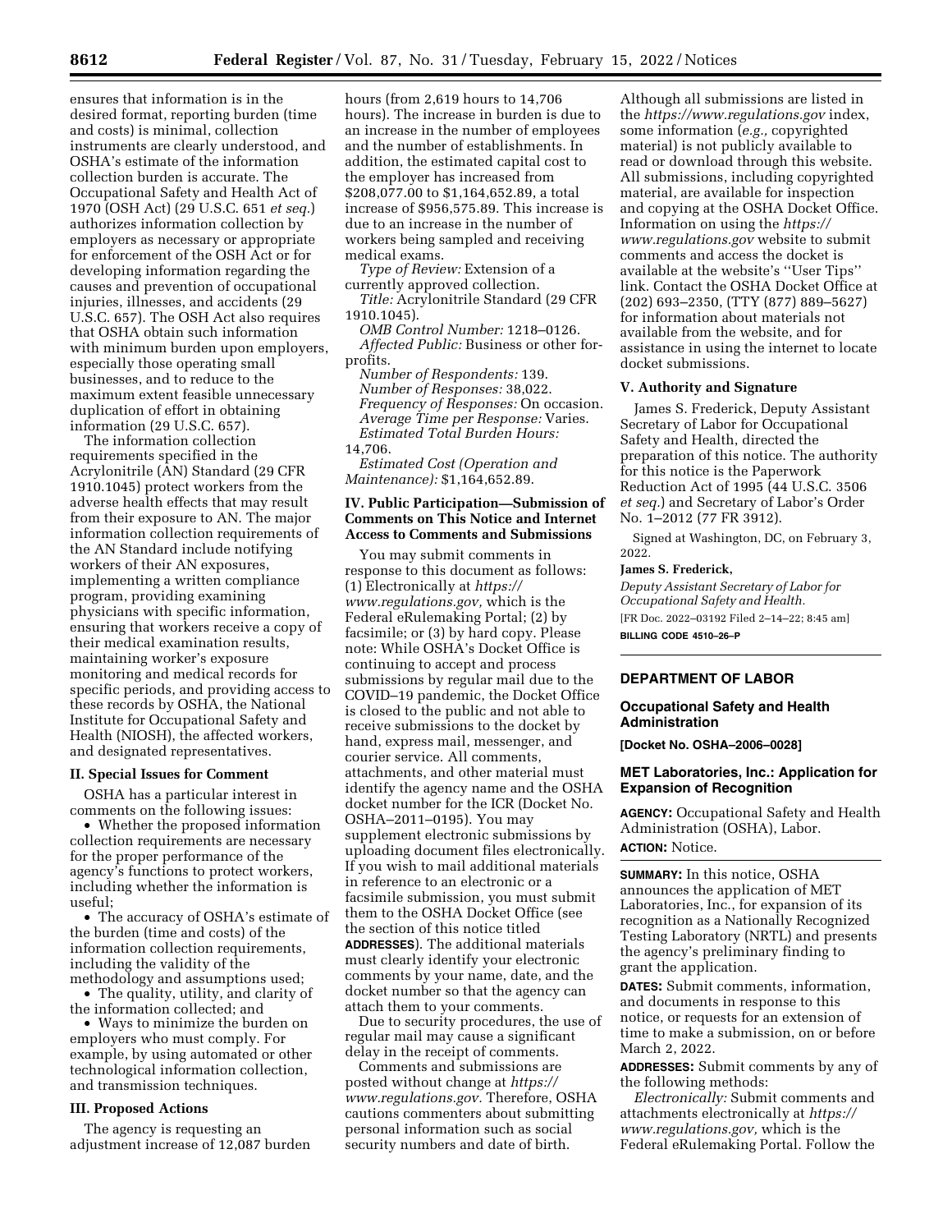ensures that information is in the desired format, reporting burden (time and costs) is minimal, collection instruments are clearly understood, and OSHA's estimate of the information collection burden is accurate. The Occupational Safety and Health Act of 1970 (OSH Act) (29 U.S.C. 651 *et seq.*) authorizes information collection by employers as necessary or appropriate for enforcement of the OSH Act or for developing information regarding the causes and prevention of occupational injuries, illnesses, and accidents (29 U.S.C. 657). The OSH Act also requires that OSHA obtain such information with minimum burden upon employers, especially those operating small businesses, and to reduce to the maximum extent feasible unnecessary duplication of effort in obtaining information (29 U.S.C. 657).

The information collection requirements specified in the Acrylonitrile (AN) Standard (29 CFR 1910.1045) protect workers from the adverse health effects that may result from their exposure to AN. The major information collection requirements of the AN Standard include notifying workers of their AN exposures, implementing a written compliance program, providing examining physicians with specific information, ensuring that workers receive a copy of their medical examination results, maintaining worker's exposure monitoring and medical records for specific periods, and providing access to these records by OSHA, the National Institute for Occupational Safety and Health (NIOSH), the affected workers, and designated representatives.

## II. Special Issues for Comment

OSHA has a particular interest in comments on the following issues:

- Whether the proposed information collection requirements are necessary for the proper performance of the agency's functions to protect workers, including whether the information is useful;
- The accuracy of OSHA's estimate of the burden (time and costs) of the information collection requirements, including the validity of the methodology and assumptions used;
- The quality, utility, and clarity of the information collected; and
- Ways to minimize the burden on employers who must comply. For example, by using automated or other technological information collection, and transmission techniques.

## III. Proposed Actions

The agency is requesting an adjustment increase of 12,087 burden hours (from 2,619 hours to 14,706 hours). The increase in burden is due to an increase in the number of employees and the number of establishments. In addition, the estimated capital cost to the employer has increased from $208,077.00 to $1,164,652.89, a total increase of $956,575.89. This increase is due to an increase in the number of workers being sampled and receiving medical exams.

*Type of Review:* Extension of a currently approved collection.

*Title:* Acrylonitrile Standard (29 CFR 1910.1045).

*OMB Control Number:* 1218–0126.

*Affected Public:* Business or other for-profits.

*Number of Respondents:* 139.

*Number of Responses:* 38,022.

*Frequency of Responses:* On occasion.

*Average Time per Response:* Varies.

*Estimated Total Burden Hours:* 14,706.

*Estimated Cost (Operation and Maintenance):* $1,164,652.89.

## IV. Public Participation—Submission of Comments on This Notice and Internet Access to Comments and Submissions

You may submit comments in response to this document as follows: (1) Electronically at *https://www.regulations.gov,* which is the Federal eRulemaking Portal; (2) by facsimile; or (3) by hard copy. Please note: While OSHA's Docket Office is continuing to accept and process submissions by regular mail due to the COVID–19 pandemic, the Docket Office is closed to the public and not able to receive submissions to the docket by hand, express mail, messenger, and courier service. All comments, attachments, and other material must identify the agency name and the OSHA docket number for the ICR (Docket No. OSHA–2011–0195). You may supplement electronic submissions by uploading document files electronically. If you wish to mail additional materials in reference to an electronic or a facsimile submission, you must submit them to the OSHA Docket Office (see the section of this notice titled **ADDRESSES**). The additional materials must clearly identify your electronic comments by your name, date, and the docket number so that the agency can attach them to your comments.

Due to security procedures, the use of regular mail may cause a significant delay in the receipt of comments.

Comments and submissions are posted without change at *https://www.regulations.gov.* Therefore, OSHA cautions commenters about submitting personal information such as social security numbers and date of birth. Although all submissions are listed in the *https://www.regulations.gov* index, some information (*e.g.,* copyrighted material) is not publicly available to read or download through this website. All submissions, including copyrighted material, are available for inspection and copying at the OSHA Docket Office. Information on using the *https://www.regulations.gov* website to submit comments and access the docket is available at the website's ''User Tips'' link. Contact the OSHA Docket Office at (202) 693–2350, (TTY (877) 889–5627) for information about materials not available from the website, and for assistance in using the internet to locate docket submissions.

## V. Authority and Signature

James S. Frederick, Deputy Assistant Secretary of Labor for Occupational Safety and Health, directed the preparation of this notice. The authority for this notice is the Paperwork Reduction Act of 1995 (44 U.S.C. 3506 *et seq.*) and Secretary of Labor's Order No. 1–2012 (77 FR 3912).

Signed at Washington, DC, on February 3, 2022.

**James S. Frederick,**

*Deputy Assistant Secretary of Labor for Occupational Safety and Health.*

[FR Doc. 2022–03192 Filed 2–14–22; 8:45 am]

**BILLING CODE 4510–26–P**

---

# DEPARTMENT OF LABOR

## Occupational Safety and Health Administration

**[Docket No. OSHA–2006–0028]**

## MET Laboratories, Inc.: Application for Expansion of Recognition

**AGENCY:** Occupational Safety and Health Administration (OSHA), Labor.

**ACTION:** Notice.

**SUMMARY:** In this notice, OSHA announces the application of MET Laboratories, Inc., for expansion of its recognition as a Nationally Recognized Testing Laboratory (NRTL) and presents the agency's preliminary finding to grant the application.

**DATES:** Submit comments, information, and documents in response to this notice, or requests for an extension of time to make a submission, on or before March 2, 2022.

**ADDRESSES:** Submit comments by any of the following methods:

*Electronically:* Submit comments and attachments electronically at *https://www.regulations.gov,* which is the Federal eRulemaking Portal. Follow the